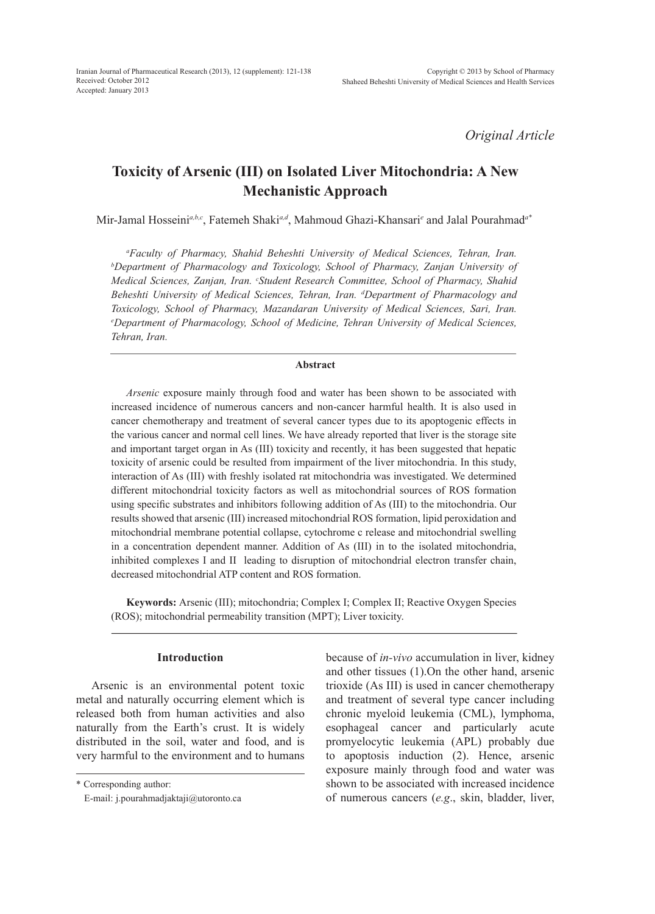*Original Article*

# Toxicity of Arsenic (III) on Isolated Liver Mitochondria: A New Mechanistic Approach

Mir-Jamal Hosseini[a,b,c], Fatemeh Shaki[a,d], Mahmoud Ghazi-Khansari[e] and Jalal Pourahmad[a*]

*[a]Faculty of Pharmacy, Shahid Beheshti University of Medical Sciences, Tehran, Iran. [b]Department of Pharmacology and Toxicology, School of Pharmacy, Zanjan University of Medical Sciences, Zanjan, Iran. [c]Student Research Committee, School of Pharmacy, Shahid Beheshti University of Medical Sciences, Tehran, Iran. [d]Department of Pharmacology and Toxicology, School of Pharmacy, Mazandaran University of Medical Sciences, Sari, Iran. [e]Department of Pharmacology, School of Medicine, Tehran University of Medical Sciences, Tehran, Iran.*

## Abstract

*Arsenic* exposure mainly through food and water has been shown to be associated with increased incidence of numerous cancers and non-cancer harmful health. It is also used in cancer chemotherapy and treatment of several cancer types due to its apoptogenic effects in the various cancer and normal cell lines. We have already reported that liver is the storage site and important target organ in As (III) toxicity and recently, it has been suggested that hepatic toxicity of arsenic could be resulted from impairment of the liver mitochondria. In this study, interaction of As (III) with freshly isolated rat mitochondria was investigated. We determined different mitochondrial toxicity factors as well as mitochondrial sources of ROS formation using specific substrates and inhibitors following addition of As (III) to the mitochondria. Our results showed that arsenic (III) increased mitochondrial ROS formation, lipid peroxidation and mitochondrial membrane potential collapse, cytochrome c release and mitochondrial swelling in a concentration dependent manner. Addition of As (III) in to the isolated mitochondria, inhibited complexes I and II leading to disruption of mitochondrial electron transfer chain, decreased mitochondrial ATP content and ROS formation.

**Keywords:** Arsenic (III); mitochondria; Complex I; Complex II; Reactive Oxygen Species (ROS); mitochondrial permeability transition (MPT); Liver toxicity.

## Introduction

Arsenic is an environmental potent toxic metal and naturally occurring element which is released both from human activities and also naturally from the Earth's crust. It is widely distributed in the soil, water and food, and is very harmful to the environment and to humans because of *in-vivo* accumulation in liver, kidney and other tissues (1).On the other hand, arsenic trioxide (As III) is used in cancer chemotherapy and treatment of several type cancer including chronic myeloid leukemia (CML), lymphoma, esophageal cancer and particularly acute promyelocytic leukemia (APL) probably due to apoptosis induction (2). Hence, arsenic exposure mainly through food and water was shown to be associated with increased incidence of numerous cancers (*e.g.*, skin, bladder, liver,

\* Corresponding author:
E-mail: j.pourahmadjaktaji@utoronto.ca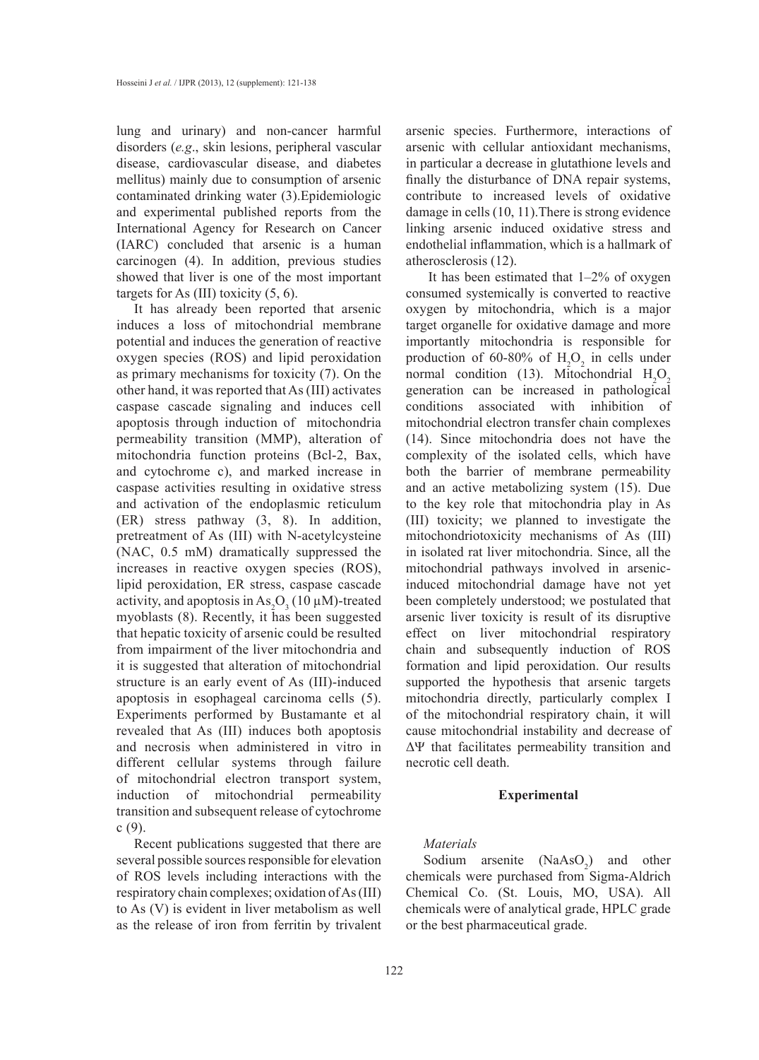lung and urinary) and non-cancer harmful disorders (*e.g*., skin lesions, peripheral vascular disease, cardiovascular disease, and diabetes mellitus) mainly due to consumption of arsenic contaminated drinking water (3).Epidemiologic and experimental published reports from the International Agency for Research on Cancer (IARC) concluded that arsenic is a human carcinogen (4). In addition, previous studies showed that liver is one of the most important targets for As (III) toxicity (5, 6).

It has already been reported that arsenic induces a loss of mitochondrial membrane potential and induces the generation of reactive oxygen species (ROS) and lipid peroxidation as primary mechanisms for toxicity (7). On the other hand, it was reported that As (III) activates caspase cascade signaling and induces cell apoptosis through induction of mitochondria permeability transition (MMP), alteration of mitochondria function proteins (Bcl-2, Bax, and cytochrome c), and marked increase in caspase activities resulting in oxidative stress and activation of the endoplasmic reticulum (ER) stress pathway (3, 8). In addition, pretreatment of As (III) with N-acetylcysteine (NAC, 0.5 mM) dramatically suppressed the increases in reactive oxygen species (ROS), lipid peroxidation, ER stress, caspase cascade activity, and apoptosis in $As_2O_3$ (10 μM)-treated myoblasts (8). Recently, it has been suggested that hepatic toxicity of arsenic could be resulted from impairment of the liver mitochondria and it is suggested that alteration of mitochondrial structure is an early event of As (III)-induced apoptosis in esophageal carcinoma cells (5). Experiments performed by Bustamante et al revealed that As (III) induces both apoptosis and necrosis when administered in vitro in different cellular systems through failure of mitochondrial electron transport system, induction of mitochondrial permeability transition and subsequent release of cytochrome c (9).

Recent publications suggested that there are several possible sources responsible for elevation of ROS levels including interactions with the respiratory chain complexes; oxidation of As (III) to As (V) is evident in liver metabolism as well as the release of iron from ferritin by trivalent arsenic species. Furthermore, interactions of arsenic with cellular antioxidant mechanisms, in particular a decrease in glutathione levels and finally the disturbance of DNA repair systems, contribute to increased levels of oxidative damage in cells (10, 11).There is strong evidence linking arsenic induced oxidative stress and endothelial inflammation, which is a hallmark of atherosclerosis (12).

It has been estimated that 1–2% of oxygen consumed systemically is converted to reactive oxygen by mitochondria, which is a major target organelle for oxidative damage and more importantly mitochondria is responsible for production of 60-80% of $H_2O_2$ in cells under normal condition (13). Mitochondrial $H_2O_2$ generation can be increased in pathological conditions associated with inhibition of mitochondrial electron transfer chain complexes (14). Since mitochondria does not have the complexity of the isolated cells, which have both the barrier of membrane permeability and an active metabolizing system (15). Due to the key role that mitochondria play in As (III) toxicity; we planned to investigate the mitochondriotoxicity mechanisms of As (III) in isolated rat liver mitochondria. Since, all the mitochondrial pathways involved in arsenic-induced mitochondrial damage have not yet been completely understood; we postulated that arsenic liver toxicity is result of its disruptive effect on liver mitochondrial respiratory chain and subsequently induction of ROS formation and lipid peroxidation. Our results supported the hypothesis that arsenic targets mitochondria directly, particularly complex I of the mitochondrial respiratory chain, it will cause mitochondrial instability and decrease of $\Delta\Psi$ that facilitates permeability transition and necrotic cell death.

## Experimental

*Materials*

Sodium arsenite ($NaAsO_2$) and other chemicals were purchased from Sigma-Aldrich Chemical Co. (St. Louis, MO, USA). All chemicals were of analytical grade, HPLC grade or the best pharmaceutical grade.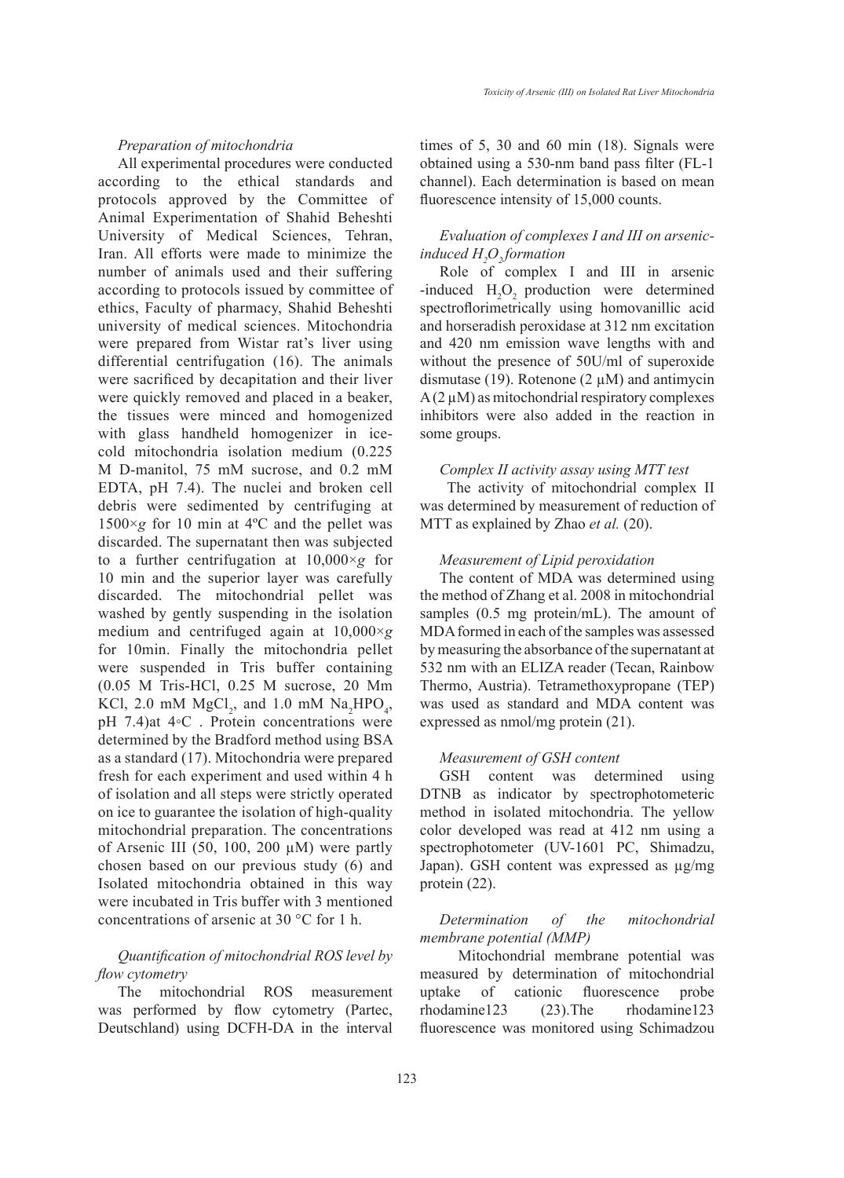*Preparation of mitochondria*

All experimental procedures were conducted according to the ethical standards and protocols approved by the Committee of Animal Experimentation of Shahid Beheshti University of Medical Sciences, Tehran, Iran. All efforts were made to minimize the number of animals used and their suffering according to protocols issued by committee of ethics, Faculty of pharmacy, Shahid Beheshti university of medical sciences. Mitochondria were prepared from Wistar rat's liver using differential centrifugation (16). The animals were sacrificed by decapitation and their liver were quickly removed and placed in a beaker, the tissues were minced and homogenized with glass handheld homogenizer in ice-cold mitochondria isolation medium (0.225 M D-manitol, 75 mM sucrose, and 0.2 mM EDTA, pH 7.4). The nuclei and broken cell debris were sedimented by centrifuging at 1500×*g* for 10 min at 4ºC and the pellet was discarded. The supernatant then was subjected to a further centrifugation at 10,000×*g* for 10 min and the superior layer was carefully discarded. The mitochondrial pellet was washed by gently suspending in the isolation medium and centrifuged again at 10,000×*g* for 10min. Finally the mitochondria pellet were suspended in Tris buffer containing (0.05 M Tris-HCl, 0.25 M sucrose, 20 Mm KCl, 2.0 mM $MgCl_2$, and 1.0 mM $Na_2HPO_4$, pH 7.4)at 4◦C . Protein concentrations were determined by the Bradford method using BSA as a standard (17). Mitochondria were prepared fresh for each experiment and used within 4 h of isolation and all steps were strictly operated on ice to guarantee the isolation of high-quality mitochondrial preparation. The concentrations of Arsenic III (50, 100, 200 µM) were partly chosen based on our previous study (6) and Isolated mitochondria obtained in this way were incubated in Tris buffer with 3 mentioned concentrations of arsenic at 30 °C for 1 h.

*Quantification of mitochondrial ROS level by flow cytometry*

The mitochondrial ROS measurement was performed by flow cytometry (Partec, Deutschland) using DCFH-DA in the interval times of 5, 30 and 60 min (18). Signals were obtained using a 530-nm band pass filter (FL-1 channel). Each determination is based on mean fluorescence intensity of 15,000 counts.

*Evaluation of complexes I and III on arsenic-induced $H_2O_2$ formation*

Role of complex I and III in arsenic -induced $H_2O_2$ production were determined spectroflorimetrically using homovanillic acid and horseradish peroxidase at 312 nm excitation and 420 nm emission wave lengths with and without the presence of 50U/ml of superoxide dismutase (19). Rotenone (2 µM) and antimycin A (2 µM) as mitochondrial respiratory complexes inhibitors were also added in the reaction in some groups.

*Complex II activity assay using MTT test*

The activity of mitochondrial complex II was determined by measurement of reduction of MTT as explained by Zhao *et al.* (20).

*Measurement of Lipid peroxidation*

The content of MDA was determined using the method of Zhang et al. 2008 in mitochondrial samples (0.5 mg protein/mL). The amount of MDA formed in each of the samples was assessed by measuring the absorbance of the supernatant at 532 nm with an ELIZA reader (Tecan, Rainbow Thermo, Austria). Tetramethoxypropane (TEP) was used as standard and MDA content was expressed as nmol/mg protein (21).

*Measurement of GSH content*

GSH content was determined using DTNB as indicator by spectrophotometeric method in isolated mitochondria. The yellow color developed was read at 412 nm using a spectrophotometer (UV-1601 PC, Shimadzu, Japan). GSH content was expressed as µg/mg protein (22).

*Determination of the mitochondrial membrane potential (MMP)*

Mitochondrial membrane potential was measured by determination of mitochondrial uptake of cationic fluorescence probe rhodamine123 (23).The rhodamine123 fluorescence was monitored using Schimadzou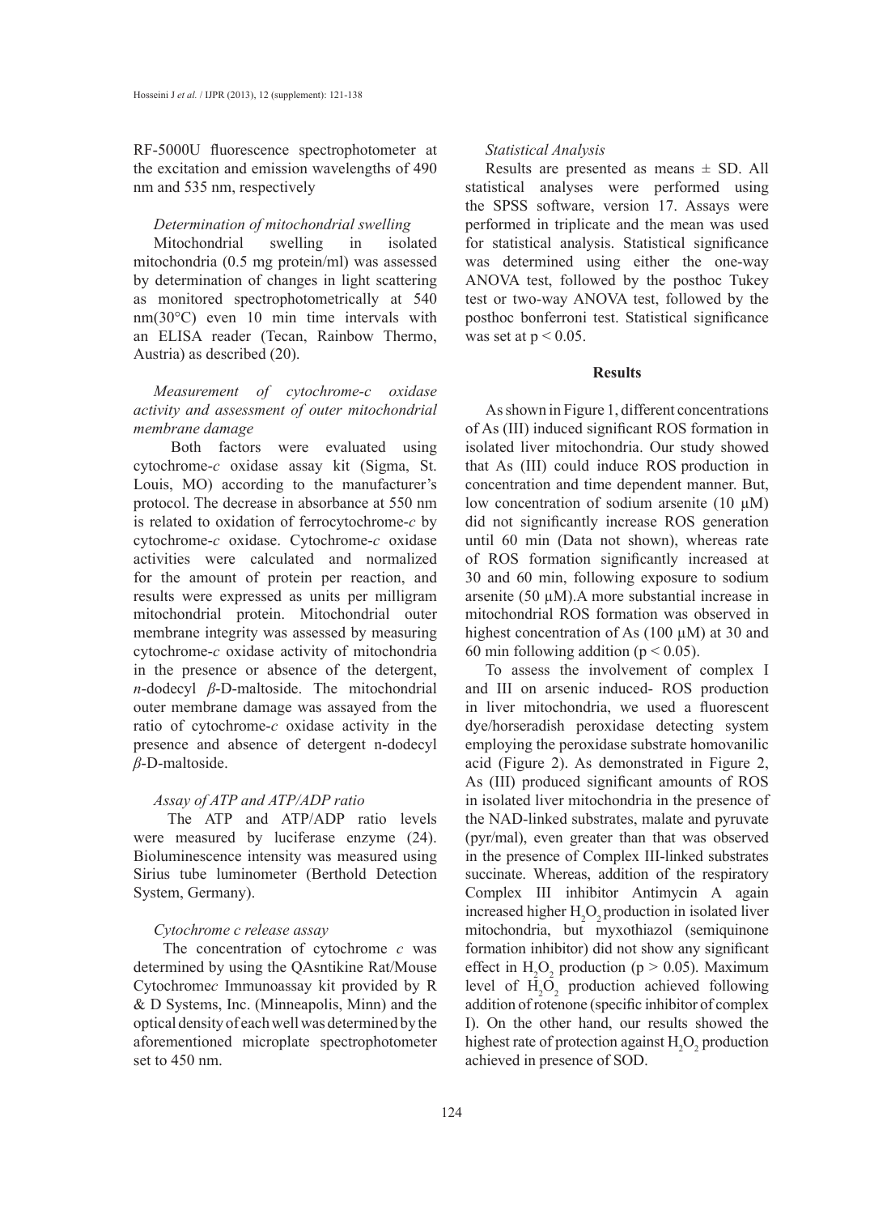RF-5000U fluorescence spectrophotometer at the excitation and emission wavelengths of 490 nm and 535 nm, respectively

*Determination of mitochondrial swelling*

Mitochondrial swelling in isolated mitochondria (0.5 mg protein/ml) was assessed by determination of changes in light scattering as monitored spectrophotometrically at 540 nm(30°C) even 10 min time intervals with an ELISA reader (Tecan, Rainbow Thermo, Austria) as described (20).

*Measurement of cytochrome-c oxidase activity and assessment of outer mitochondrial membrane damage*

Both factors were evaluated using cytochrome-*c* oxidase assay kit (Sigma, St. Louis, MO) according to the manufacturer's protocol. The decrease in absorbance at 550 nm is related to oxidation of ferrocytochrome-*c* by cytochrome-*c* oxidase. Cytochrome-*c* oxidase activities were calculated and normalized for the amount of protein per reaction, and results were expressed as units per milligram mitochondrial protein. Mitochondrial outer membrane integrity was assessed by measuring cytochrome-*c* oxidase activity of mitochondria in the presence or absence of the detergent, *n*-dodecyl *β*-D-maltoside. The mitochondrial outer membrane damage was assayed from the ratio of cytochrome-*c* oxidase activity in the presence and absence of detergent n-dodecyl *β*-D-maltoside.

*Assay of ATP and ATP/ADP ratio*

The ATP and ATP/ADP ratio levels were measured by luciferase enzyme (24). Bioluminescence intensity was measured using Sirius tube luminometer (Berthold Detection System, Germany).

*Cytochrome c release assay*

The concentration of cytochrome *c* was determined by using the QAsntikine Rat/Mouse Cytochrome*c* Immunoassay kit provided by R & D Systems, Inc. (Minneapolis, Minn) and the optical density of each well was determined by the aforementioned microplate spectrophotometer set to 450 nm.

*Statistical Analysis*

Results are presented as means ± SD. All statistical analyses were performed using the SPSS software, version 17. Assays were performed in triplicate and the mean was used for statistical analysis. Statistical significance was determined using either the one-way ANOVA test, followed by the posthoc Tukey test or two-way ANOVA test, followed by the posthoc bonferroni test. Statistical significance was set at $p < 0.05$.

## Results

As shown in Figure 1, different concentrations of As (III) induced significant ROS formation in isolated liver mitochondria. Our study showed that As (III) could induce ROS production in concentration and time dependent manner. But, low concentration of sodium arsenite (10 µM) did not significantly increase ROS generation until 60 min (Data not shown), whereas rate of ROS formation significantly increased at 30 and 60 min, following exposure to sodium arsenite (50 µM).A more substantial increase in mitochondrial ROS formation was observed in highest concentration of As (100 µM) at 30 and 60 min following addition ($p < 0.05$).

To assess the involvement of complex I and III on arsenic induced- ROS production in liver mitochondria, we used a fluorescent dye/horseradish peroxidase detecting system employing the peroxidase substrate homovanilic acid (Figure 2). As demonstrated in Figure 2, As (III) produced significant amounts of ROS in isolated liver mitochondria in the presence of the NAD-linked substrates, malate and pyruvate (pyr/mal), even greater than that was observed in the presence of Complex III-linked substrates succinate. Whereas, addition of the respiratory Complex III inhibitor Antimycin A again increased higher $H_2O_2$ production in isolated liver mitochondria, but myxothiazol (semiquinone formation inhibitor) did not show any significant effect in $H_2O_2$ production ($p > 0.05$). Maximum level of $H_2O_2$ production achieved following addition of rotenone (specific inhibitor of complex I). On the other hand, our results showed the highest rate of protection against $H_2O_2$ production achieved in presence of SOD.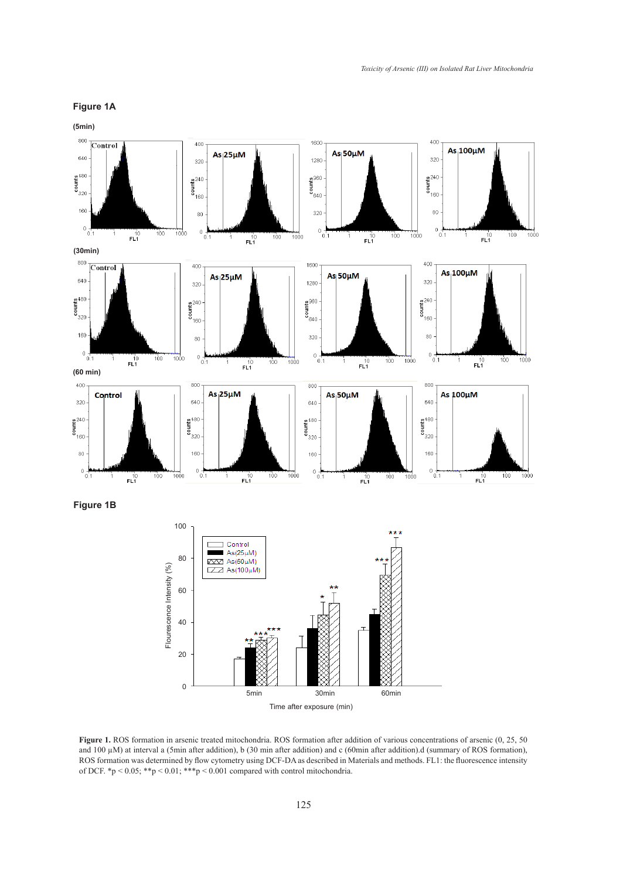**Figure 1A**

**Figure 1B**

**Figure 1.** ROS formation in arsenic treated mitochondria. ROS formation after addition of various concentrations of arsenic (0, 25, 50 and 100 µM) at interval a (5min after addition), b (30 min after addition) and c (60min after addition).d (summary of ROS formation), ROS formation was determined by flow cytometry using DCF-DA as described in Materials and methods. FL1: the fluorescence intensity of DCF. $^{*}p < 0.05$; $^{**}p < 0.01$; $^{***}p < 0.001$ compared with control mitochondria.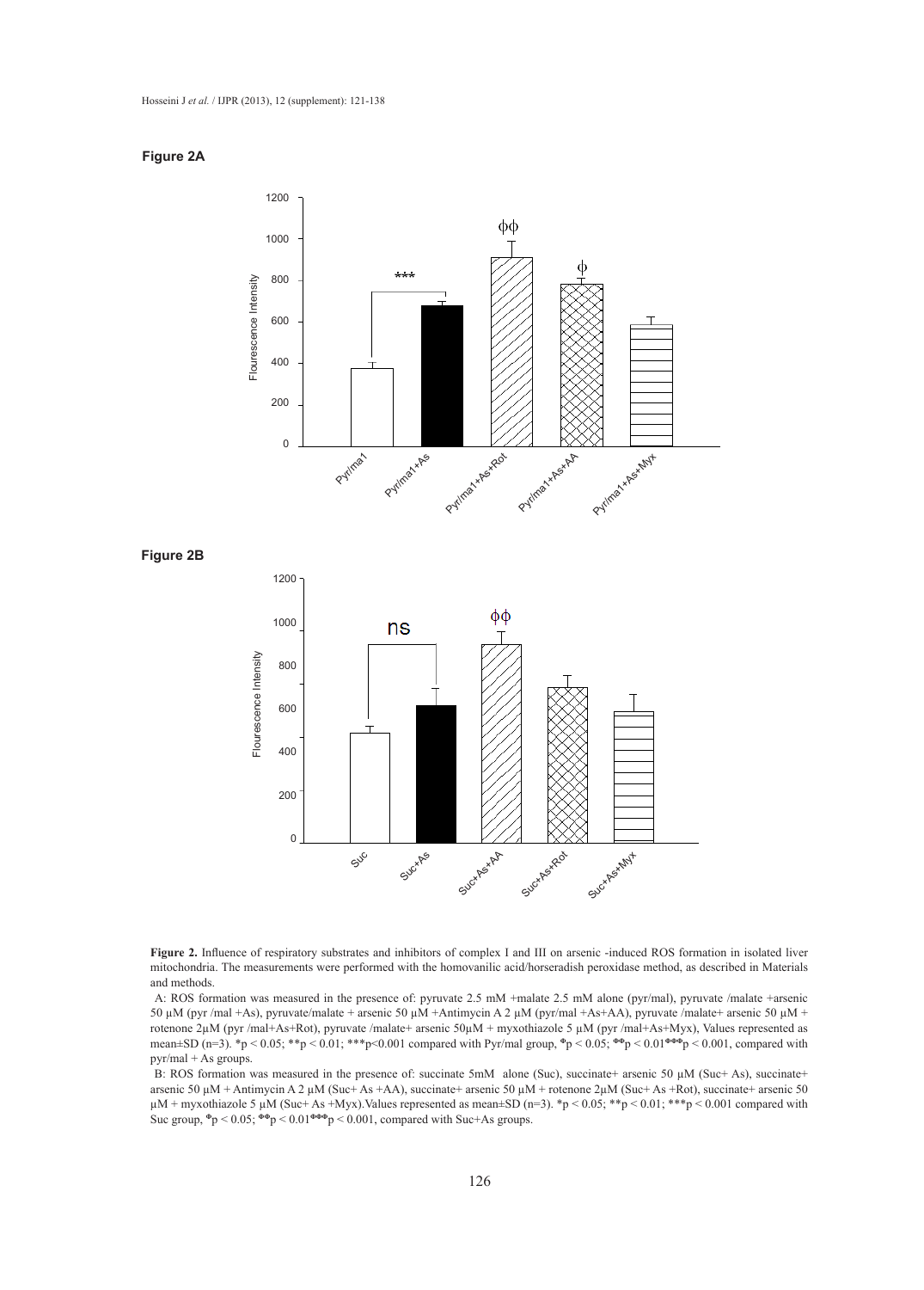**Figure 2A**

**Figure 2B**

**Figure 2.** Influence of respiratory substrates and inhibitors of complex I and III on arsenic -induced ROS formation in isolated liver mitochondria. The measurements were performed with the homovanilic acid/horseradish peroxidase method, as described in Materials and methods.

A: ROS formation was measured in the presence of: pyruvate 2.5 mM +malate 2.5 mM alone (pyr/mal), pyruvate /malate +arsenic 50 µM (pyr /mal +As), pyruvate/malate + arsenic 50 µM +Antimycin A 2 µM (pyr/mal +As+AA), pyruvate /malate+ arsenic 50 µM + rotenone 2µM (pyr /mal+As+Rot), pyruvate /malate+ arsenic 50µM + myxothiazole 5 µM (pyr /mal+As+Myx), Values represented as mean±SD (n=3). \*$p < 0.05$; \*\*$p < 0.01$; \*\*\*$p < 0.001$ compared with Pyr/mal group, $^{\Phi}p < 0.05$; $^{\Phi\Phi}p < 0.01$ $^{\Phi\Phi\Phi}p < 0.001$, compared with pyr/mal + As groups.

B: ROS formation was measured in the presence of: succinate 5mM alone (Suc), succinate+ arsenic 50 µM (Suc+ As), succinate+ arsenic 50 µM + Antimycin A 2 µM (Suc+ As +AA), succinate+ arsenic 50 µM + rotenone 2µM (Suc+ As +Rot), succinate+ arsenic 50 µM + myxothiazole 5 µM (Suc+ As +Myx).Values represented as mean±SD (n=3). \*$p < 0.05$; \*\*$p < 0.01$; \*\*\*$p < 0.001$ compared with Suc group, $^{\Phi}p < 0.05$; $^{\Phi\Phi}p < 0.01$ $^{\Phi\Phi\Phi}p < 0.001$, compared with Suc+As groups.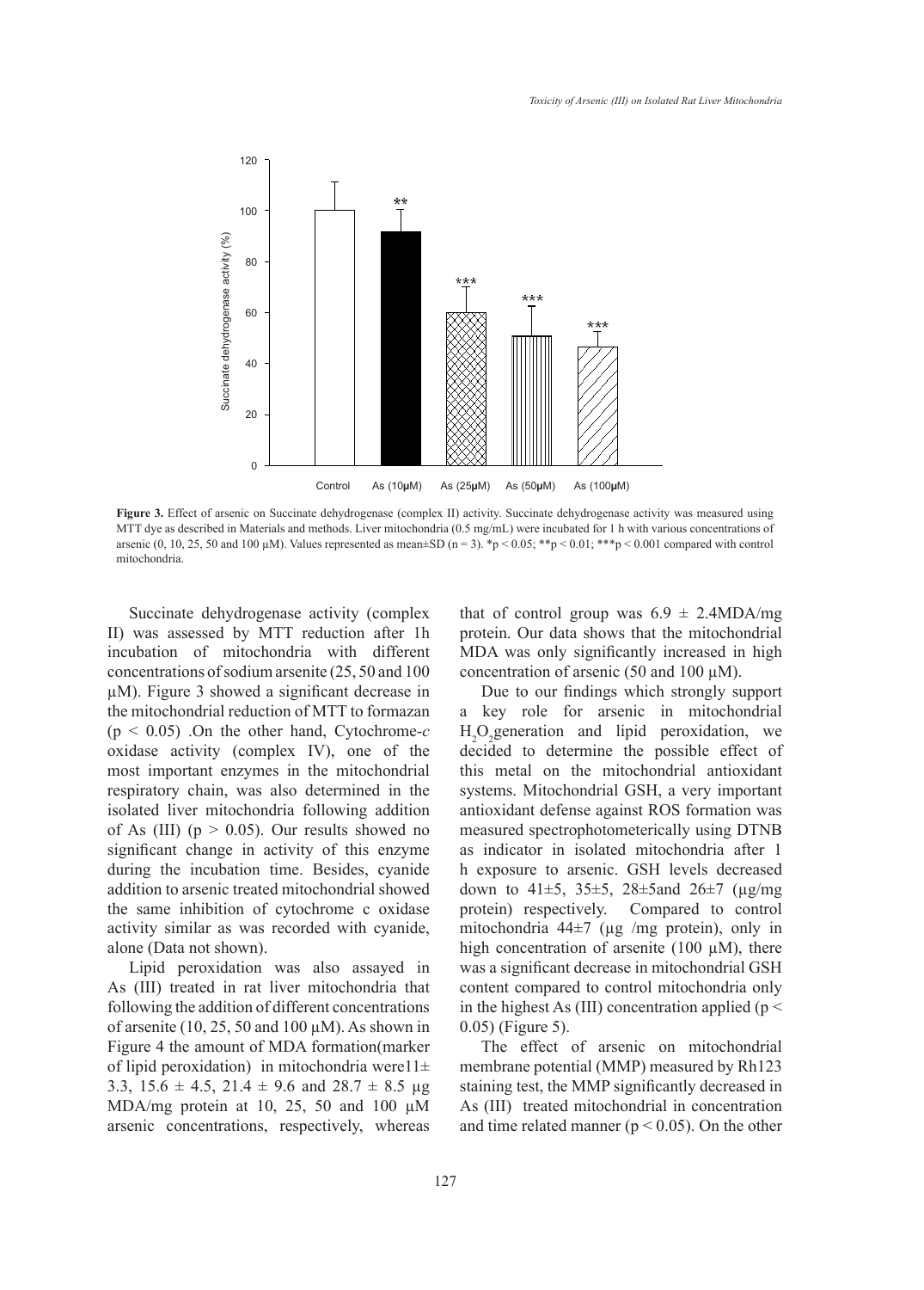**Figure 3.** Effect of arsenic on Succinate dehydrogenase (complex II) activity. Succinate dehydrogenase activity was measured using MTT dye as described in Materials and methods. Liver mitochondria (0.5 mg/mL) were incubated for 1 h with various concentrations of arsenic (0, 10, 25, 50 and 100 µM). Values represented as mean±SD (n = 3). *p < 0.05; **p < 0.01; ***p < 0.001 compared with control mitochondria.

Succinate dehydrogenase activity (complex II) was assessed by MTT reduction after 1h incubation of mitochondria with different concentrations of sodium arsenite (25, 50 and 100 µM). Figure 3 showed a significant decrease in the mitochondrial reduction of MTT to formazan ($p < 0.05$) .On the other hand, Cytochrome-*c* oxidase activity (complex IV), one of the most important enzymes in the mitochondrial respiratory chain, was also determined in the isolated liver mitochondria following addition of As (III) ($p > 0.05$). Our results showed no significant change in activity of this enzyme during the incubation time. Besides, cyanide addition to arsenic treated mitochondrial showed the same inhibition of cytochrome c oxidase activity similar as was recorded with cyanide, alone (Data not shown).

Lipid peroxidation was also assayed in As (III) treated in rat liver mitochondria that following the addition of different concentrations of arsenite (10, 25, 50 and 100 µM). As shown in Figure 4 the amount of MDA formation(marker of lipid peroxidation) in mitochondria were11± 3.3, 15.6 ± 4.5, 21.4 ± 9.6 and 28.7 ± 8.5 µg MDA/mg protein at 10, 25, 50 and 100 µM arsenic concentrations, respectively, whereas that of control group was 6.9 ± 2.4MDA/mg protein. Our data shows that the mitochondrial MDA was only significantly increased in high concentration of arsenic (50 and 100 µM).

Due to our findings which strongly support a key role for arsenic in mitochondrial $H_2O_2$generation and lipid peroxidation, we decided to determine the possible effect of this metal on the mitochondrial antioxidant systems. Mitochondrial GSH, a very important antioxidant defense against ROS formation was measured spectrophotometerically using DTNB as indicator in isolated mitochondria after 1 h exposure to arsenic. GSH levels decreased down to 41±5, 35±5, 28±5and 26±7 (µg/mg protein) respectively. Compared to control mitochondria 44±7 (µg /mg protein), only in high concentration of arsenite (100 µM), there was a significant decrease in mitochondrial GSH content compared to control mitochondria only in the highest As (III) concentration applied ($p < 0.05$) (Figure 5).

The effect of arsenic on mitochondrial membrane potential (MMP) measured by Rh123 staining test, the MMP significantly decreased in As (III) treated mitochondrial in concentration and time related manner ($p < 0.05$). On the other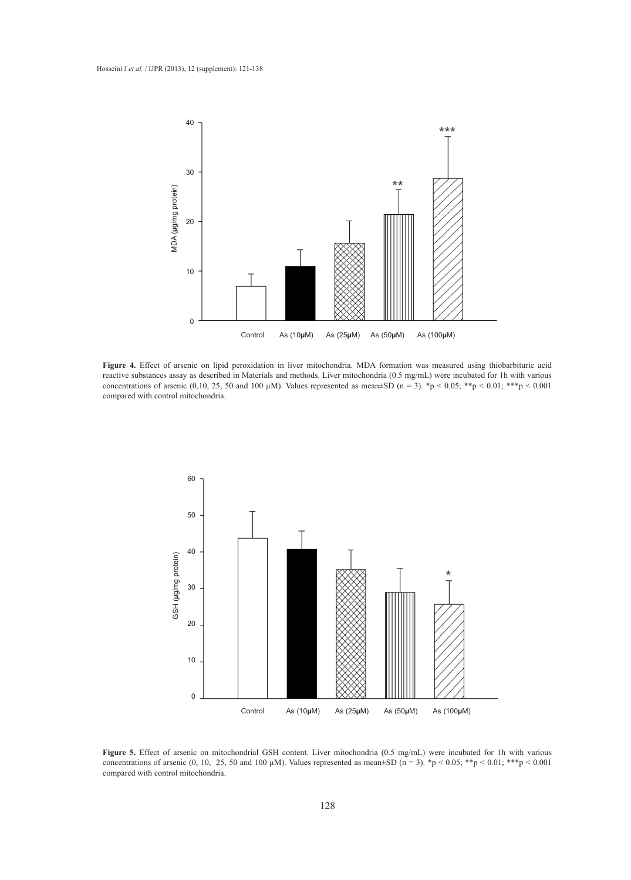**Figure 4.** Effect of arsenic on lipid peroxidation in liver mitochondria. MDA formation was measured using thiobarbituric acid reactive substances assay as described in Materials and methods. Liver mitochondria (0.5 mg/mL) were incubated for 1h with various concentrations of arsenic (0,10, 25, 50 and 100 μM). Values represented as mean±SD (n = 3). *p < 0.05; **p < 0.01; ***p < 0.001 compared with control mitochondria.

**Figure 5.** Effect of arsenic on mitochondrial GSH content. Liver mitochondria (0.5 mg/mL) were incubated for 1h with various concentrations of arsenic (0, 10, 25, 50 and 100 μM). Values represented as mean±SD (n = 3). *p < 0.05; **p < 0.01; ***p < 0.001 compared with control mitochondria.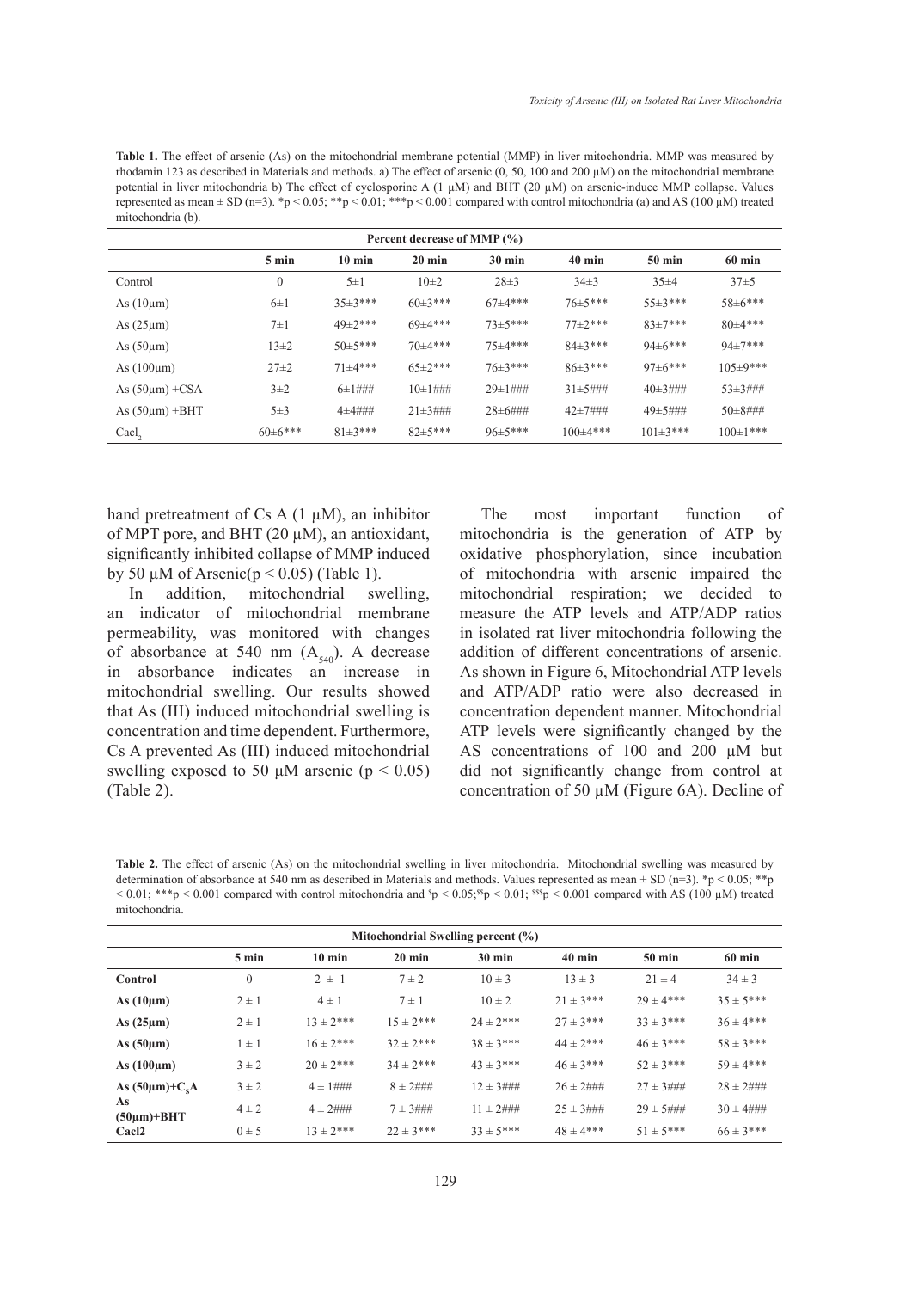**Table 1.** The effect of arsenic (As) on the mitochondrial membrane potential (MMP) in liver mitochondria. MMP was measured by rhodamin 123 as described in Materials and methods. a) The effect of arsenic (0, 50, 100 and 200 µM) on the mitochondrial membrane potential in liver mitochondria b) The effect of cyclosporine A (1 µM) and BHT (20 µM) on arsenic-induce MMP collapse. Values represented as mean ± SD (n=3). *p < 0.05; **p < 0.01; ***p < 0.001 compared with control mitochondria (a) and AS (100 µM) treated mitochondria (b).

| Percent decrease of MMP (%) | | | | | | | |
|---|---|---|---|---|---|---|---|
| | 5 min | 10 min | 20 min | 30 min | 40 min | 50 min | 60 min |
| Control | 0 | 5±1 | 10±2 | 28±3 | 34±3 | 35±4 | 37±5 |
| As (10µm) | 6±1 | 35±3*** | 60±3*** | 67±4*** | 76±5*** | 55±3*** | 58±6*** |
| As (25µm) | 7±1 | 49±2*** | 69±4*** | 73±5*** | 77±2*** | 83±7*** | 80±4*** |
| As (50µm) | 13±2 | 50±5*** | 70±4*** | 75±4*** | 84±3*** | 94±6*** | 94±7*** |
| As (100µm) | 27±2 | 71±4*** | 65±2*** | 76±3*** | 86±3*** | 97±6*** | 105±9*** |
| As (50µm) +CSA | 3±2 | 6±1### | 10±1### | 29±1### | 31±5### | 40±3### | 53±3### |
| As (50µm) +BHT | 5±3 | 4±4### | 21±3### | 28±6### | 42±7### | 49±5### | 50±8### |
| $CaCl_2$ | 60±6*** | 81±3*** | 82±5*** | 96±5*** | 100±4*** | 101±3*** | 100±1*** |

hand pretreatment of Cs A (1 µM), an inhibitor of MPT pore, and BHT (20 µM), an antioxidant, significantly inhibited collapse of MMP induced by 50 µM of Arsenic($p < 0.05$) (Table 1).

In addition, mitochondrial swelling, an indicator of mitochondrial membrane permeability, was monitored with changes of absorbance at 540 nm ($A_{540}$). A decrease in absorbance indicates an increase in mitochondrial swelling. Our results showed that As (III) induced mitochondrial swelling is concentration and time dependent. Furthermore, Cs A prevented As (III) induced mitochondrial swelling exposed to 50 µM arsenic ($p < 0.05$) (Table 2).

The most important function of mitochondria is the generation of ATP by oxidative phosphorylation, since incubation of mitochondria with arsenic impaired the mitochondrial respiration; we decided to measure the ATP levels and ATP/ADP ratios in isolated rat liver mitochondria following the addition of different concentrations of arsenic. As shown in Figure 6, Mitochondrial ATP levels and ATP/ADP ratio were also decreased in concentration dependent manner. Mitochondrial ATP levels were significantly changed by the AS concentrations of 100 and 200 µM but did not significantly change from control at concentration of 50 µM (Figure 6A). Decline of

**Table 2.** The effect of arsenic (As) on the mitochondrial swelling in liver mitochondria. Mitochondrial swelling was measured by determination of absorbance at 540 nm as described in Materials and methods. Values represented as mean ± SD (n=3). *p < 0.05; **p < 0.01; ***p < 0.001 compared with control mitochondria and $p < 0.05; $$p < 0.01; $$$p < 0.001 compared with AS (100 µM) treated mitochondria.

| Mitochondrial Swelling percent (%) | | | | | | | |
|---|---|---|---|---|---|---|---|
| | 5 min | 10 min | 20 min | 30 min | 40 min | 50 min | 60 min |
| **Control** | 0 | 2 ± 1 | 7 ± 2 | 10 ± 3 | 13 ± 3 | 21 ± 4 | 34 ± 3 |
| **As (10µm)** | 2 ± 1 | 4 ± 1 | 7 ± 1 | 10 ± 2 | 21 ± 3*** | 29 ± 4*** | 35 ± 5*** |
| **As (25µm)** | 2 ± 1 | 13 ± 2*** | 15 ± 2*** | 24 ± 2*** | 27 ± 3*** | 33 ± 3*** | 36 ± 4*** |
| **As (50µm)** | 1 ± 1 | 16 ± 2*** | 32 ± 2*** | 38 ± 3*** | 44 ± 2*** | 46 ± 3*** | 58 ± 3*** |
| **As (100µm)** | 3 ± 2 | 20 ± 2*** | 34 ± 2*** | 43 ± 3*** | 46 ± 3*** | 52 ± 3*** | 59 ± 4*** |
| **As (50µm)+$C_sA$** | 3 ± 2 | 4 ± 1### | 8 ± 2### | 12 ± 3### | 26 ± 2### | 27 ± 3### | 28 ± 2### |
| **As (50µm)+BHT** | 4 ± 2 | 4 ± 2### | 7 ± 3### | 11 ± 2### | 25 ± 3### | 29 ± 5### | 30 ± 4### |
| **Cacl2** | 0 ± 5 | 13 ± 2*** | 22 ± 3*** | 33 ± 5*** | 48 ± 4*** | 51 ± 5*** | 66 ± 3*** |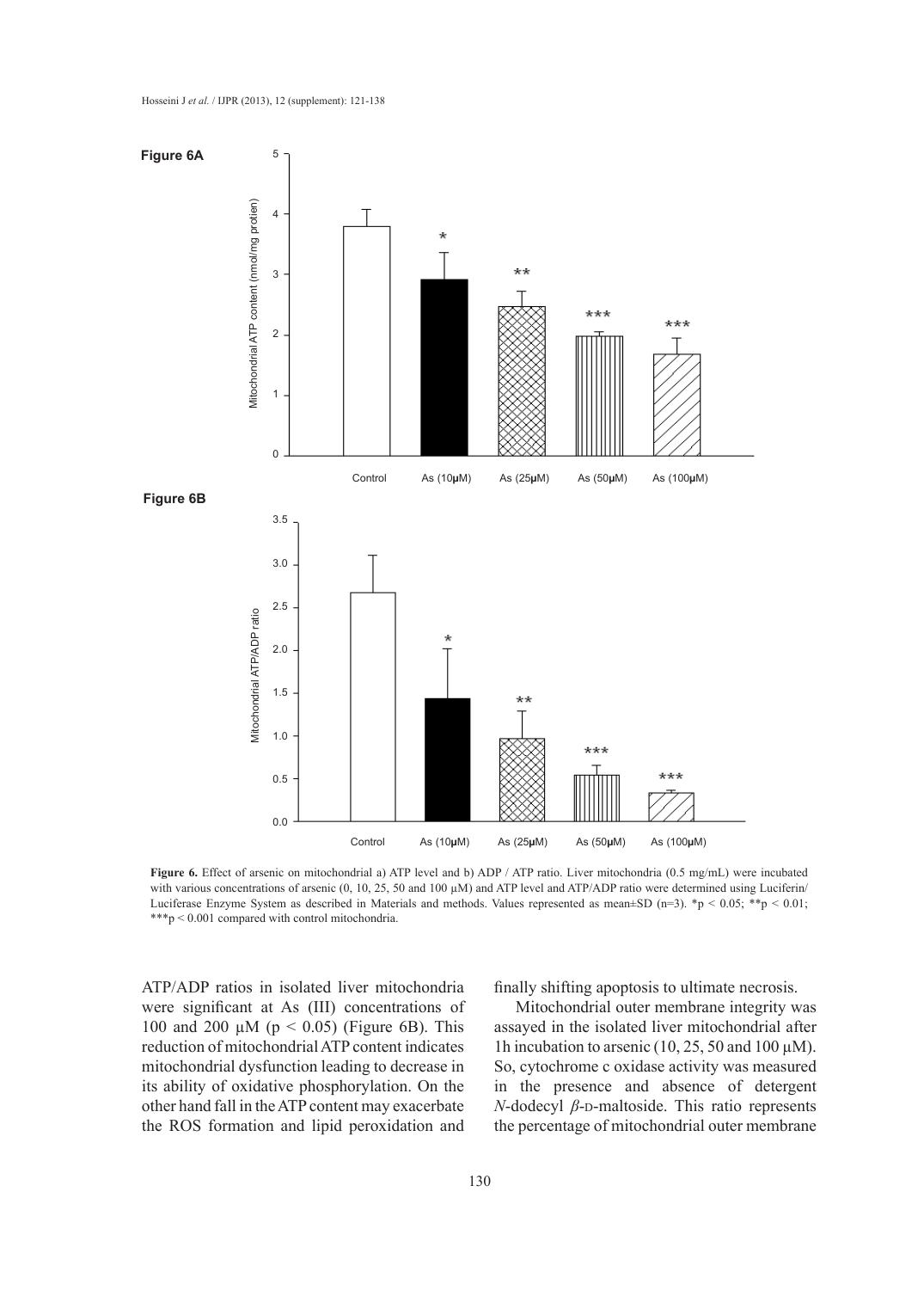**Figure 6A**

**Figure 6B**

**Figure 6.** Effect of arsenic on mitochondrial a) ATP level and b) ADP / ATP ratio. Liver mitochondria (0.5 mg/mL) were incubated with various concentrations of arsenic (0, 10, 25, 50 and 100 μM) and ATP level and ATP/ADP ratio were determined using Luciferin/Luciferase Enzyme System as described in Materials and methods. Values represented as mean±SD (n=3). *p < 0.05; **p < 0.01; ***p < 0.001 compared with control mitochondria.

ATP/ADP ratios in isolated liver mitochondria were significant at As (III) concentrations of 100 and 200 μM ($p < 0.05$) (Figure 6B). This reduction of mitochondrial ATP content indicates mitochondrial dysfunction leading to decrease in its ability of oxidative phosphorylation. On the other hand fall in the ATP content may exacerbate the ROS formation and lipid peroxidation and finally shifting apoptosis to ultimate necrosis.

Mitochondrial outer membrane integrity was assayed in the isolated liver mitochondrial after 1h incubation to arsenic (10, 25, 50 and 100 μM). So, cytochrome c oxidase activity was measured in the presence and absence of detergent *N*-dodecyl *β*-D-maltoside. This ratio represents the percentage of mitochondrial outer membrane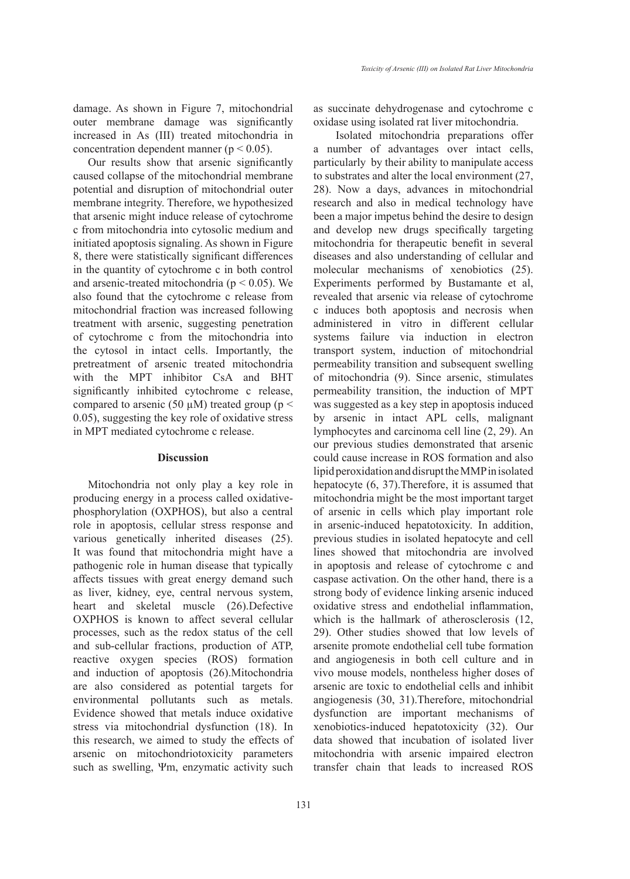damage. As shown in Figure 7, mitochondrial outer membrane damage was significantly increased in As (III) treated mitochondria in concentration dependent manner ($p < 0.05$).

Our results show that arsenic significantly caused collapse of the mitochondrial membrane potential and disruption of mitochondrial outer membrane integrity. Therefore, we hypothesized that arsenic might induce release of cytochrome c from mitochondria into cytosolic medium and initiated apoptosis signaling. As shown in Figure 8, there were statistically significant differences in the quantity of cytochrome c in both control and arsenic-treated mitochondria ($p < 0.05$). We also found that the cytochrome c release from mitochondrial fraction was increased following treatment with arsenic, suggesting penetration of cytochrome c from the mitochondria into the cytosol in intact cells. Importantly, the pretreatment of arsenic treated mitochondria with the MPT inhibitor CsA and BHT significantly inhibited cytochrome c release, compared to arsenic (50 μM) treated group ($p < 0.05$), suggesting the key role of oxidative stress in MPT mediated cytochrome c release.

## Discussion

Mitochondria not only play a key role in producing energy in a process called oxidative-phosphorylation (OXPHOS), but also a central role in apoptosis, cellular stress response and various genetically inherited diseases (25). It was found that mitochondria might have a pathogenic role in human disease that typically affects tissues with great energy demand such as liver, kidney, eye, central nervous system, heart and skeletal muscle (26).Defective OXPHOS is known to affect several cellular processes, such as the redox status of the cell and sub-cellular fractions, production of ATP, reactive oxygen species (ROS) formation and induction of apoptosis (26).Mitochondria are also considered as potential targets for environmental pollutants such as metals. Evidence showed that metals induce oxidative stress via mitochondrial dysfunction (18). In this research, we aimed to study the effects of arsenic on mitochondriotoxicity parameters such as swelling, Ψm, enzymatic activity such as succinate dehydrogenase and cytochrome c oxidase using isolated rat liver mitochondria.

Isolated mitochondria preparations offer a number of advantages over intact cells, particularly by their ability to manipulate access to substrates and alter the local environment (27, 28). Now a days, advances in mitochondrial research and also in medical technology have been a major impetus behind the desire to design and develop new drugs specifically targeting mitochondria for therapeutic benefit in several diseases and also understanding of cellular and molecular mechanisms of xenobiotics (25). Experiments performed by Bustamante et al, revealed that arsenic via release of cytochrome c induces both apoptosis and necrosis when administered in vitro in different cellular systems failure via induction in electron transport system, induction of mitochondrial permeability transition and subsequent swelling of mitochondria (9). Since arsenic, stimulates permeability transition, the induction of MPT was suggested as a key step in apoptosis induced by arsenic in intact APL cells, malignant lymphocytes and carcinoma cell line (2, 29). An our previous studies demonstrated that arsenic could cause increase in ROS formation and also lipid peroxidation and disrupt the MMP in isolated hepatocyte (6, 37).Therefore, it is assumed that mitochondria might be the most important target of arsenic in cells which play important role in arsenic-induced hepatotoxicity. In addition, previous studies in isolated hepatocyte and cell lines showed that mitochondria are involved in apoptosis and release of cytochrome c and caspase activation. On the other hand, there is a strong body of evidence linking arsenic induced oxidative stress and endothelial inflammation, which is the hallmark of atherosclerosis (12, 29). Other studies showed that low levels of arsenite promote endothelial cell tube formation and angiogenesis in both cell culture and in vivo mouse models, nontheless higher doses of arsenic are toxic to endothelial cells and inhibit angiogenesis (30, 31).Therefore, mitochondrial dysfunction are important mechanisms of xenobiotics-induced hepatotoxicity (32). Our data showed that incubation of isolated liver mitochondria with arsenic impaired electron transfer chain that leads to increased ROS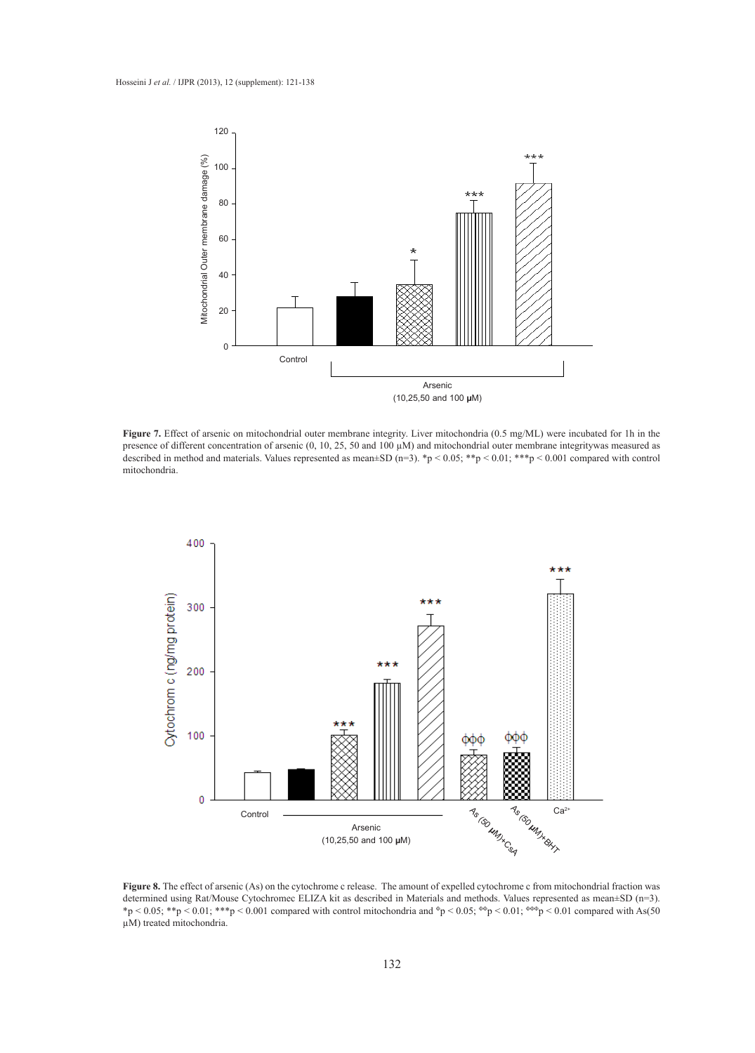**Figure 7.** Effect of arsenic on mitochondrial outer membrane integrity. Liver mitochondria (0.5 mg/ML) were incubated for 1h in the presence of different concentration of arsenic (0, 10, 25, 50 and 100 μM) and mitochondrial outer membrane integritywas measured as described in method and materials. Values represented as mean±SD (n=3). $^{*}p < 0.05$; $^{**}p < 0.01$; $^{***}p < 0.001$ compared with control mitochondria.

**Figure 8.** The effect of arsenic (As) on the cytochrome c release. The amount of expelled cytochrome c from mitochondrial fraction was determined using Rat/Mouse Cytochromec ELIZA kit as described in Materials and methods. Values represented as mean±SD (n=3). $^{*}p < 0.05$; $^{**}p < 0.01$; $^{***}p < 0.001$ compared with control mitochondria and $^{\Phi}p < 0.05$; $^{\Phi\Phi}p < 0.01$; $^{\Phi\Phi\Phi}p < 0.01$ compared with As(50 μM) treated mitochondria.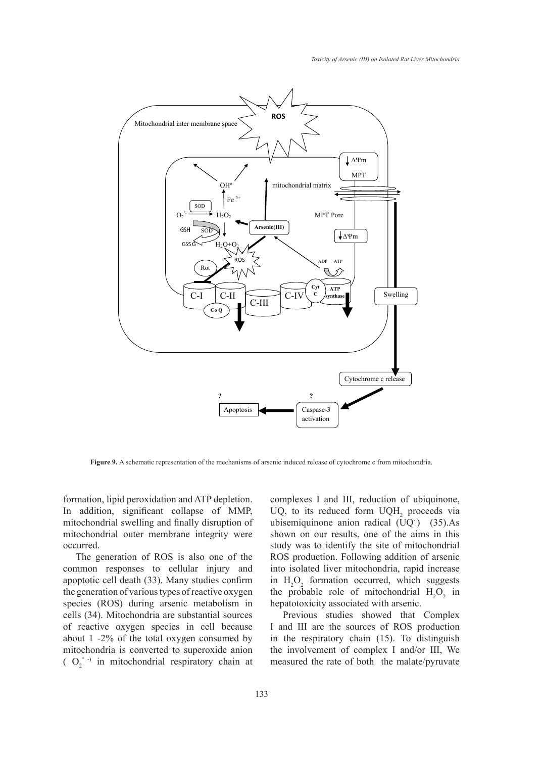**Figure 9.** A schematic representation of the mechanisms of arsenic induced release of cytochrome c from mitochondria.

formation, lipid peroxidation and ATP depletion. In addition, significant collapse of MMP, mitochondrial swelling and finally disruption of mitochondrial outer membrane integrity were occurred.

The generation of ROS is also one of the common responses to cellular injury and apoptotic cell death (33). Many studies confirm the generation of various types of reactive oxygen species (ROS) during arsenic metabolism in cells (34). Mitochondria are substantial sources of reactive oxygen species in cell because about 1 -2% of the total oxygen consumed by mitochondria is converted to superoxide anion ( $O_2^{\circ -}$) in mitochondrial respiratory chain at complexes I and III, reduction of ubiquinone, UQ, to its reduced form $UQH_2$ proceeds via ubisemiquinone anion radical ($UQ^{-}$) (35).As shown on our results, one of the aims in this study was to identify the site of mitochondrial ROS production. Following addition of arsenic into isolated liver mitochondria, rapid increase in $H_2O_2$ formation occurred, which suggests the probable role of mitochondrial $H_2O_2$ in hepatotoxicity associated with arsenic.

Previous studies showed that Complex I and III are the sources of ROS production in the respiratory chain (15). To distinguish the involvement of complex I and/or III, We measured the rate of both the malate/pyruvate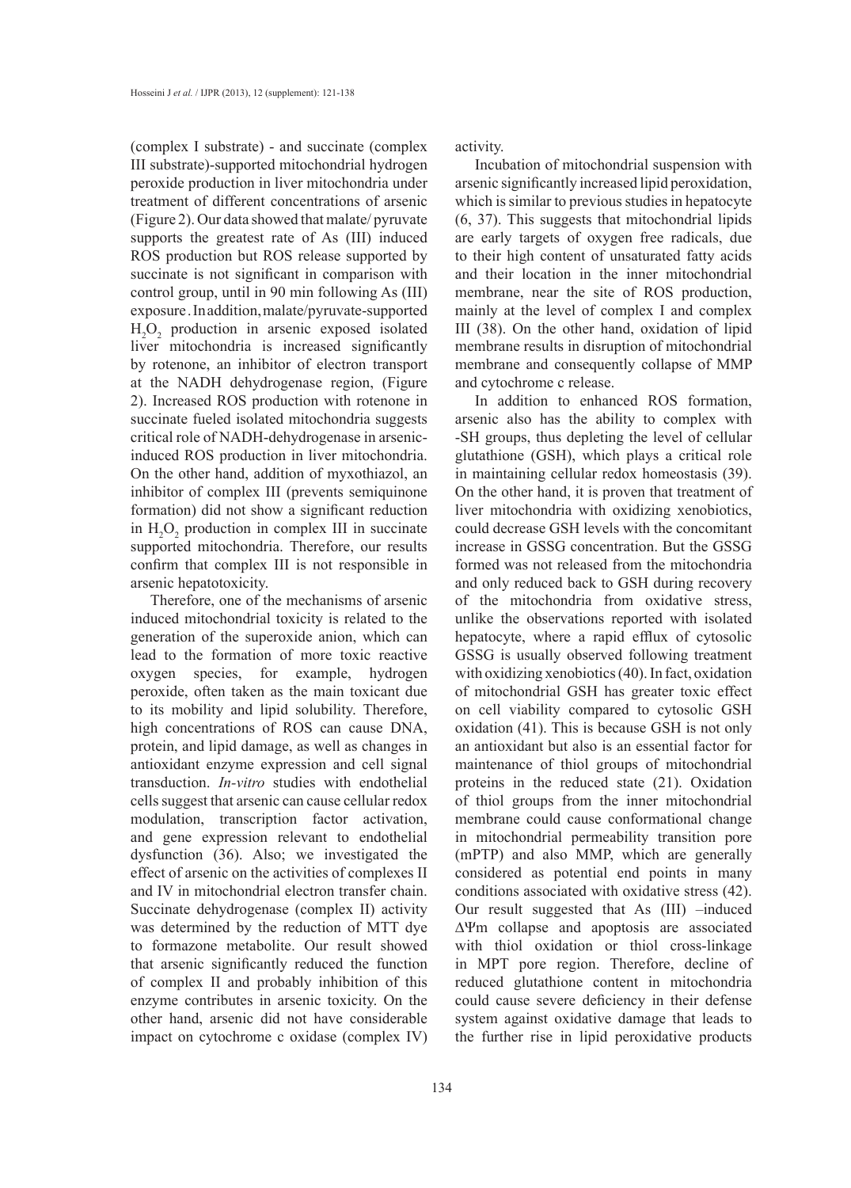(complex I substrate) - and succinate (complex III substrate)-supported mitochondrial hydrogen peroxide production in liver mitochondria under treatment of different concentrations of arsenic (Figure 2). Our data showed that malate/ pyruvate supports the greatest rate of As (III) induced ROS production but ROS release supported by succinate is not significant in comparison with control group, until in 90 min following As (III) exposure . In addition, malate/pyruvate-supported $H_2O_2$ production in arsenic exposed isolated liver mitochondria is increased significantly by rotenone, an inhibitor of electron transport at the NADH dehydrogenase region, (Figure 2). Increased ROS production with rotenone in succinate fueled isolated mitochondria suggests critical role of NADH-dehydrogenase in arsenic-induced ROS production in liver mitochondria. On the other hand, addition of myxothiazol, an inhibitor of complex III (prevents semiquinone formation) did not show a significant reduction in $H_2O_2$ production in complex III in succinate supported mitochondria. Therefore, our results confirm that complex III is not responsible in arsenic hepatotoxicity.

Therefore, one of the mechanisms of arsenic induced mitochondrial toxicity is related to the generation of the superoxide anion, which can lead to the formation of more toxic reactive oxygen species, for example, hydrogen peroxide, often taken as the main toxicant due to its mobility and lipid solubility. Therefore, high concentrations of ROS can cause DNA, protein, and lipid damage, as well as changes in antioxidant enzyme expression and cell signal transduction. *In-vitro* studies with endothelial cells suggest that arsenic can cause cellular redox modulation, transcription factor activation, and gene expression relevant to endothelial dysfunction (36). Also; we investigated the effect of arsenic on the activities of complexes II and IV in mitochondrial electron transfer chain. Succinate dehydrogenase (complex II) activity was determined by the reduction of MTT dye to formazone metabolite. Our result showed that arsenic significantly reduced the function of complex II and probably inhibition of this enzyme contributes in arsenic toxicity. On the other hand, arsenic did not have considerable impact on cytochrome c oxidase (complex IV) activity.

Incubation of mitochondrial suspension with arsenic significantly increased lipid peroxidation, which is similar to previous studies in hepatocyte (6, 37). This suggests that mitochondrial lipids are early targets of oxygen free radicals, due to their high content of unsaturated fatty acids and their location in the inner mitochondrial membrane, near the site of ROS production, mainly at the level of complex I and complex III (38). On the other hand, oxidation of lipid membrane results in disruption of mitochondrial membrane and consequently collapse of MMP and cytochrome c release.

In addition to enhanced ROS formation, arsenic also has the ability to complex with -SH groups, thus depleting the level of cellular glutathione (GSH), which plays a critical role in maintaining cellular redox homeostasis (39). On the other hand, it is proven that treatment of liver mitochondria with oxidizing xenobiotics, could decrease GSH levels with the concomitant increase in GSSG concentration. But the GSSG formed was not released from the mitochondria and only reduced back to GSH during recovery of the mitochondria from oxidative stress, unlike the observations reported with isolated hepatocyte, where a rapid efflux of cytosolic GSSG is usually observed following treatment with oxidizing xenobiotics (40). In fact, oxidation of mitochondrial GSH has greater toxic effect on cell viability compared to cytosolic GSH oxidation (41). This is because GSH is not only an antioxidant but also is an essential factor for maintenance of thiol groups of mitochondrial proteins in the reduced state (21). Oxidation of thiol groups from the inner mitochondrial membrane could cause conformational change in mitochondrial permeability transition pore (mPTP) and also MMP, which are generally considered as potential end points in many conditions associated with oxidative stress (42). Our result suggested that As (III) –induced $\Delta\Psi m$ collapse and apoptosis are associated with thiol oxidation or thiol cross-linkage in MPT pore region. Therefore, decline of reduced glutathione content in mitochondria could cause severe deficiency in their defense system against oxidative damage that leads to the further rise in lipid peroxidative products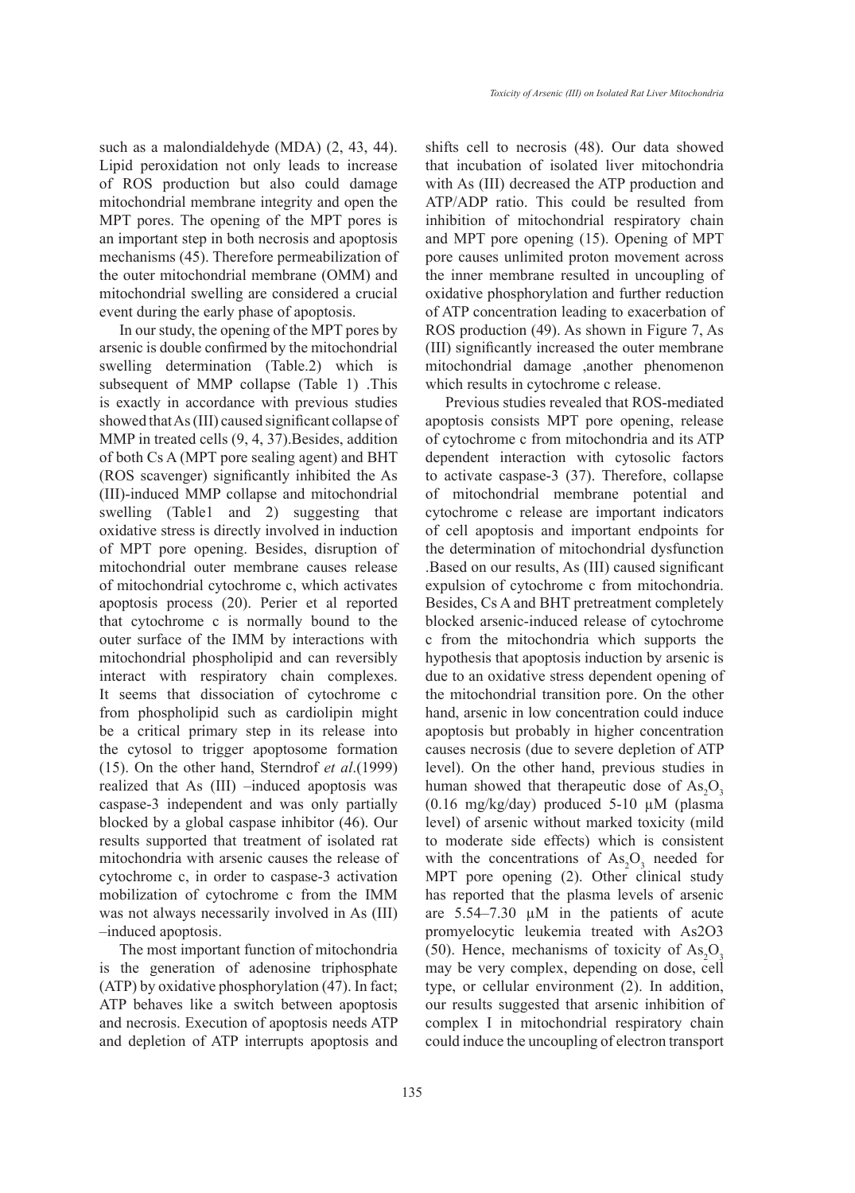such as a malondialdehyde (MDA) (2, 43, 44). Lipid peroxidation not only leads to increase of ROS production but also could damage mitochondrial membrane integrity and open the MPT pores. The opening of the MPT pores is an important step in both necrosis and apoptosis mechanisms (45). Therefore permeabilization of the outer mitochondrial membrane (OMM) and mitochondrial swelling are considered a crucial event during the early phase of apoptosis.

In our study, the opening of the MPT pores by arsenic is double confirmed by the mitochondrial swelling determination (Table.2) which is subsequent of MMP collapse (Table 1) .This is exactly in accordance with previous studies showed that As (III) caused significant collapse of MMP in treated cells (9, 4, 37).Besides, addition of both Cs A (MPT pore sealing agent) and BHT (ROS scavenger) significantly inhibited the As (III)-induced MMP collapse and mitochondrial swelling (Table1 and 2) suggesting that oxidative stress is directly involved in induction of MPT pore opening. Besides, disruption of mitochondrial outer membrane causes release of mitochondrial cytochrome c, which activates apoptosis process (20). Perier et al reported that cytochrome c is normally bound to the outer surface of the IMM by interactions with mitochondrial phospholipid and can reversibly interact with respiratory chain complexes. It seems that dissociation of cytochrome c from phospholipid such as cardiolipin might be a critical primary step in its release into the cytosol to trigger apoptosome formation (15). On the other hand, Sterndrof *et al*.(1999) realized that As (III) –induced apoptosis was caspase-3 independent and was only partially blocked by a global caspase inhibitor (46). Our results supported that treatment of isolated rat mitochondria with arsenic causes the release of cytochrome c, in order to caspase-3 activation mobilization of cytochrome c from the IMM was not always necessarily involved in As (III) –induced apoptosis.

The most important function of mitochondria is the generation of adenosine triphosphate (ATP) by oxidative phosphorylation (47). In fact; ATP behaves like a switch between apoptosis and necrosis. Execution of apoptosis needs ATP and depletion of ATP interrupts apoptosis and shifts cell to necrosis (48). Our data showed that incubation of isolated liver mitochondria with As (III) decreased the ATP production and ATP/ADP ratio. This could be resulted from inhibition of mitochondrial respiratory chain and MPT pore opening (15). Opening of MPT pore causes unlimited proton movement across the inner membrane resulted in uncoupling of oxidative phosphorylation and further reduction of ATP concentration leading to exacerbation of ROS production (49). As shown in Figure 7, As (III) significantly increased the outer membrane mitochondrial damage ,another phenomenon which results in cytochrome c release.

Previous studies revealed that ROS-mediated apoptosis consists MPT pore opening, release of cytochrome c from mitochondria and its ATP dependent interaction with cytosolic factors to activate caspase-3 (37). Therefore, collapse of mitochondrial membrane potential and cytochrome c release are important indicators of cell apoptosis and important endpoints for the determination of mitochondrial dysfunction .Based on our results, As (III) caused significant expulsion of cytochrome c from mitochondria. Besides, Cs A and BHT pretreatment completely blocked arsenic-induced release of cytochrome c from the mitochondria which supports the hypothesis that apoptosis induction by arsenic is due to an oxidative stress dependent opening of the mitochondrial transition pore. On the other hand, arsenic in low concentration could induce apoptosis but probably in higher concentration causes necrosis (due to severe depletion of ATP level). On the other hand, previous studies in human showed that therapeutic dose of $As_2O_3$ (0.16 mg/kg/day) produced 5-10 µM (plasma level) of arsenic without marked toxicity (mild to moderate side effects) which is consistent with the concentrations of $As_2O_3$ needed for MPT pore opening (2). Other clinical study has reported that the plasma levels of arsenic are 5.54–7.30 µM in the patients of acute promyelocytic leukemia treated with As2O3 (50). Hence, mechanisms of toxicity of $As_2O_3$ may be very complex, depending on dose, cell type, or cellular environment (2). In addition, our results suggested that arsenic inhibition of complex I in mitochondrial respiratory chain could induce the uncoupling of electron transport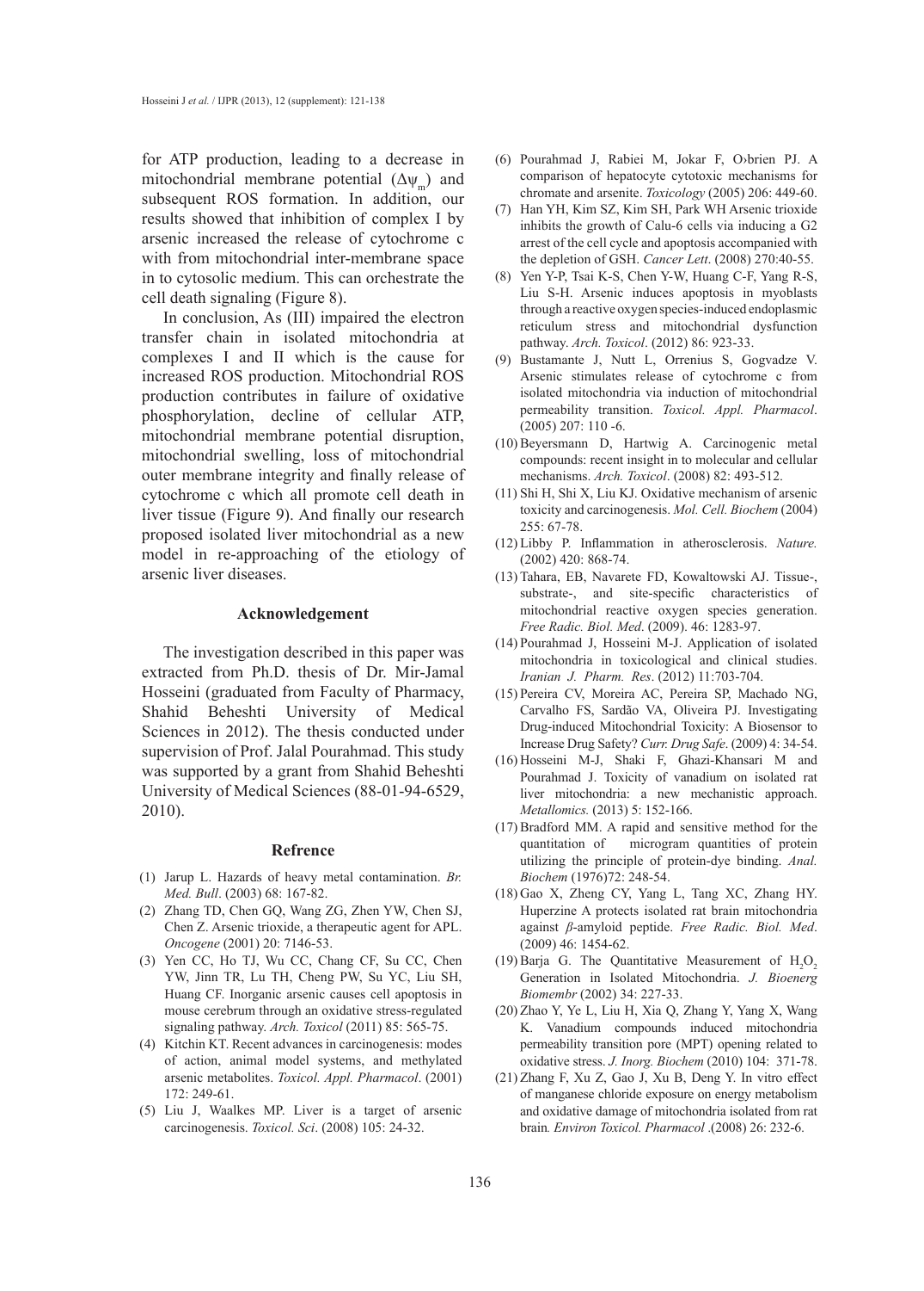for ATP production, leading to a decrease in mitochondrial membrane potential ($\Delta\psi_m$) and subsequent ROS formation. In addition, our results showed that inhibition of complex I by arsenic increased the release of cytochrome c with from mitochondrial inter-membrane space in to cytosolic medium. This can orchestrate the cell death signaling (Figure 8).

In conclusion, As (III) impaired the electron transfer chain in isolated mitochondria at complexes I and II which is the cause for increased ROS production. Mitochondrial ROS production contributes in failure of oxidative phosphorylation, decline of cellular ATP, mitochondrial membrane potential disruption, mitochondrial swelling, loss of mitochondrial outer membrane integrity and finally release of cytochrome c which all promote cell death in liver tissue (Figure 9). And finally our research proposed isolated liver mitochondrial as a new model in re-approaching of the etiology of arsenic liver diseases.

## Acknowledgement

The investigation described in this paper was extracted from Ph.D. thesis of Dr. Mir-Jamal Hosseini (graduated from Faculty of Pharmacy, Shahid Beheshti University of Medical Sciences in 2012). The thesis conducted under supervision of Prof. Jalal Pourahmad. This study was supported by a grant from Shahid Beheshti University of Medical Sciences (88-01-94-6529, 2010).

## Refrence

(1) Jarup L. Hazards of heavy metal contamination. *Br. Med. Bull*. (2003) 68: 167-82.

(2) Zhang TD, Chen GQ, Wang ZG, Zhen YW, Chen SJ, Chen Z. Arsenic trioxide, a therapeutic agent for APL. *Oncogene* (2001) 20: 7146-53.

(3) Yen CC, Ho TJ, Wu CC, Chang CF, Su CC, Chen YW, Jinn TR, Lu TH, Cheng PW, Su YC, Liu SH, Huang CF. Inorganic arsenic causes cell apoptosis in mouse cerebrum through an oxidative stress-regulated signaling pathway. *Arch. Toxicol* (2011) 85: 565-75.

(4) Kitchin KT. Recent advances in carcinogenesis: modes of action, animal model systems, and methylated arsenic metabolites. *Toxicol. Appl. Pharmacol*. (2001) 172: 249-61.

(5) Liu J, Waalkes MP. Liver is a target of arsenic carcinogenesis. *Toxicol. Sci*. (2008) 105: 24-32.

(6) Pourahmad J, Rabiei M, Jokar F, O›brien PJ. A comparison of hepatocyte cytotoxic mechanisms for chromate and arsenite. *Toxicology* (2005) 206: 449-60.

(7) Han YH, Kim SZ, Kim SH, Park WH Arsenic trioxide inhibits the growth of Calu-6 cells via inducing a G2 arrest of the cell cycle and apoptosis accompanied with the depletion of GSH. *Cancer Lett*. (2008) 270:40-55.

(8) Yen Y-P, Tsai K-S, Chen Y-W, Huang C-F, Yang R-S, Liu S-H. Arsenic induces apoptosis in myoblasts through a reactive oxygen species-induced endoplasmic reticulum stress and mitochondrial dysfunction pathway. *Arch. Toxicol*. (2012) 86: 923-33.

(9) Bustamante J, Nutt L, Orrenius S, Gogvadze V. Arsenic stimulates release of cytochrome c from isolated mitochondria via induction of mitochondrial permeability transition. *Toxicol. Appl. Pharmacol*. (2005) 207: 110 -6.

(10) Beyersmann D, Hartwig A. Carcinogenic metal compounds: recent insight in to molecular and cellular mechanisms. *Arch. Toxicol*. (2008) 82: 493-512.

(11) Shi H, Shi X, Liu KJ. Oxidative mechanism of arsenic toxicity and carcinogenesis. *Mol. Cell. Biochem* (2004) 255: 67-78.

(12) Libby P. Inflammation in atherosclerosis. *Nature.* (2002) 420: 868-74.

(13) Tahara, EB, Navarete FD, Kowaltowski AJ. Tissue-, substrate-, and site-specific characteristics of mitochondrial reactive oxygen species generation. *Free Radic. Biol. Med*. (2009). 46: 1283-97.

(14) Pourahmad J, Hosseini M-J. Application of isolated mitochondria in toxicological and clinical studies. *Iranian J. Pharm. Res*. (2012) 11:703-704.

(15) Pereira CV, Moreira AC, Pereira SP, Machado NG, Carvalho FS, Sardão VA, Oliveira PJ. Investigating Drug-induced Mitochondrial Toxicity: A Biosensor to Increase Drug Safety? *Curr. Drug Safe*. (2009) 4: 34-54.

(16) Hosseini M-J, Shaki F, Ghazi-Khansari M and Pourahmad J. Toxicity of vanadium on isolated rat liver mitochondria: a new mechanistic approach. *Metallomics.* (2013) 5: 152-166.

(17) Bradford MM. A rapid and sensitive method for the quantitation of microgram quantities of protein utilizing the principle of protein-dye binding. *Anal. Biochem* (1976)72: 248-54.

(18) Gao X, Zheng CY, Yang L, Tang XC, Zhang HY. Huperzine A protects isolated rat brain mitochondria against *β*-amyloid peptide. *Free Radic. Biol. Med*. (2009) 46: 1454-62.

(19) Barja G. The Quantitative Measurement of $H_2O_2$ Generation in Isolated Mitochondria. *J. Bioenerg Biomembr* (2002) 34: 227-33.

(20) Zhao Y, Ye L, Liu H, Xia Q, Zhang Y, Yang X, Wang K. Vanadium compounds induced mitochondria permeability transition pore (MPT) opening related to oxidative stress. *J. Inorg. Biochem* (2010) 104: 371-78.

(21) Zhang F, Xu Z, Gao J, Xu B, Deng Y. In vitro effect of manganese chloride exposure on energy metabolism and oxidative damage of mitochondria isolated from rat brain*. Environ Toxicol. Pharmacol* .(2008) 26: 232-6.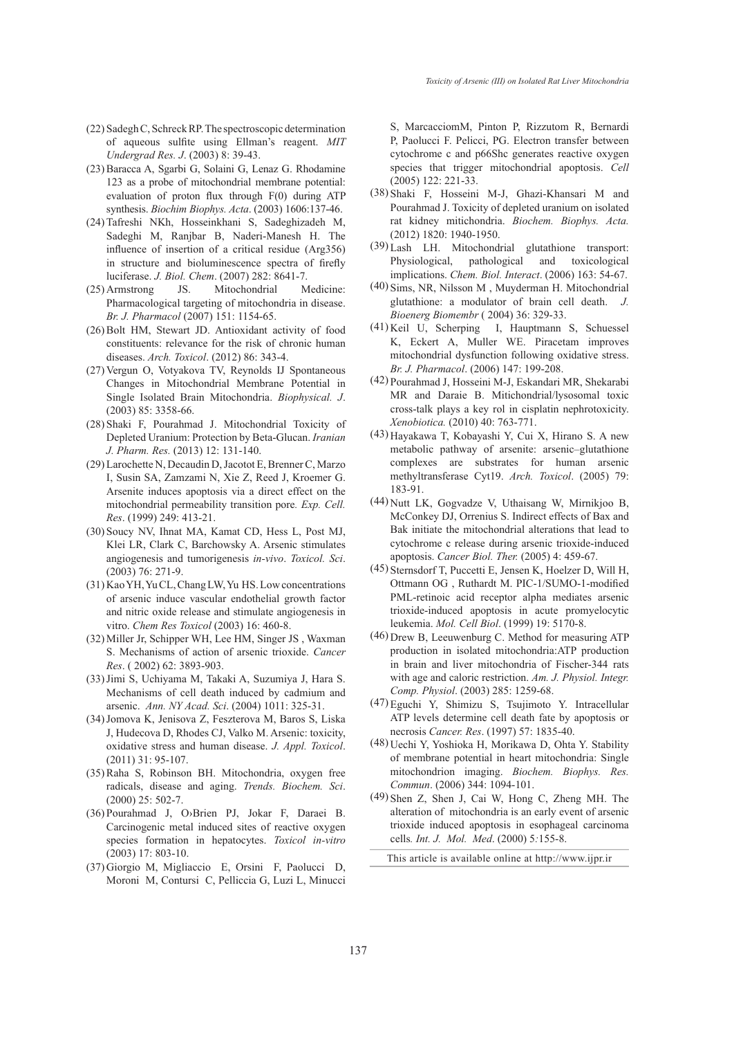(22) Sadegh C, Schreck RP. The spectroscopic determination of aqueous sulfite using Ellman's reagent. *MIT Undergrad Res. J*. (2003) 8: 39-43.

(23) Baracca A, Sgarbi G, Solaini G, Lenaz G. Rhodamine 123 as a probe of mitochondrial membrane potential: evaluation of proton flux through F(0) during ATP synthesis. *Biochim Biophys. Acta*. (2003) 1606:137-46.

(24) Tafreshi NKh, Hosseinkhani S, Sadeghizadeh M, Sadeghi M, Ranjbar B, Naderi-Manesh H. The influence of insertion of a critical residue (Arg356) in structure and bioluminescence spectra of firefly luciferase. *J. Biol. Chem*. (2007) 282: 8641-7.

(25) Armstrong JS. Mitochondrial Medicine: Pharmacological targeting of mitochondria in disease. *Br. J. Pharmacol* (2007) 151: 1154-65.

(26) Bolt HM, Stewart JD. Antioxidant activity of food constituents: relevance for the risk of chronic human diseases. *Arch. Toxicol*. (2012) 86: 343-4.

(27) Vergun O, Votyakova TV, Reynolds IJ Spontaneous Changes in Mitochondrial Membrane Potential in Single Isolated Brain Mitochondria. *Biophysical. J*. (2003) 85: 3358-66.

(28) Shaki F, Pourahmad J. Mitochondrial Toxicity of Depleted Uranium: Protection by Beta-Glucan. *Iranian J. Pharm. Res.* (2013) 12: 131-140.

(29) Larochette N, Decaudin D, Jacotot E, Brenner C, Marzo I, Susin SA, Zamzami N, Xie Z, Reed J, Kroemer G. Arsenite induces apoptosis via a direct effect on the mitochondrial permeability transition pore*. Exp. Cell. Res*. (1999) 249: 413-21.

(30) Soucy NV, Ihnat MA, Kamat CD, Hess L, Post MJ, Klei LR, Clark C, Barchowsky A. Arsenic stimulates angiogenesis and tumorigenesis *in-vivo*. *Toxicol. Sci*. (2003) 76: 271-9.

(31) Kao YH, Yu CL, Chang LW, Yu HS. Low concentrations of arsenic induce vascular endothelial growth factor and nitric oxide release and stimulate angiogenesis in vitro. *Chem Res Toxicol* (2003) 16: 460-8.

(32) Miller Jr, Schipper WH, Lee HM, Singer JS , Waxman S. Mechanisms of action of arsenic trioxide. *Cancer Res*. ( 2002) 62: 3893-903.

(33) Jimi S, Uchiyama M, Takaki A, Suzumiya J, Hara S. Mechanisms of cell death induced by cadmium and arsenic. *Ann. NY Acad. Sci*. (2004) 1011: 325-31.

(34) Jomova K, Jenisova Z, Feszterova M, Baros S, Liska J, Hudecova D, Rhodes CJ, Valko M. Arsenic: toxicity, oxidative stress and human disease. *J. Appl. Toxicol*. (2011) 31: 95-107.

(35) Raha S, Robinson BH. Mitochondria, oxygen free radicals, disease and aging. *Trends. Biochem. Sci*. (2000) 25: 502-7.

(36) Pourahmad J, O›Brien PJ, Jokar F, Daraei B. Carcinogenic metal induced sites of reactive oxygen species formation in hepatocytes. *Toxicol in-vitro* (2003) 17: 803-10.

(37) Giorgio M, Migliaccio E, Orsini F, Paolucci D, Moroni M, Contursi C, Pelliccia G, Luzi L, Minucci S, MarcacciomM, Pinton P, Rizzutom R, Bernardi P, Paolucci F. Pelicci, PG. Electron transfer between cytochrome c and p66Shc generates reactive oxygen species that trigger mitochondrial apoptosis. *Cell* (2005) 122: 221-33.

(38) Shaki F, Hosseini M-J, Ghazi-Khansari M and Pourahmad J. Toxicity of depleted uranium on isolated rat kidney mitichondria. *Biochem. Biophys. Acta.* (2012) 1820: 1940-1950.

(39) Lash LH. Mitochondrial glutathione transport: Physiological, pathological and toxicological implications. *Chem. Biol. Interact*. (2006) 163: 54-67.

(40) Sims, NR, Nilsson M , Muyderman H. Mitochondrial glutathione: a modulator of brain cell death. *J. Bioenerg Biomembr* ( 2004) 36: 329-33.

(41) Keil U, Scherping I, Hauptmann S, Schuessel K, Eckert A, Muller WE. Piracetam improves mitochondrial dysfunction following oxidative stress. *Br. J. Pharmacol*. (2006) 147: 199-208.

(42) Pourahmad J, Hosseini M-J, Eskandari MR, Shekarabi MR and Daraie B. Mitichondrial/lysosomal toxic cross-talk plays a key rol in cisplatin nephrotoxicity. *Xenobiotica.* (2010) 40: 763-771.

(43) Hayakawa T, Kobayashi Y, Cui X, Hirano S. A new metabolic pathway of arsenite: arsenic–glutathione complexes are substrates for human arsenic methyltransferase Cyt19. *Arch. Toxicol*. (2005) 79: 183-91.

(44) Nutt LK, Gogvadze V, Uthaisang W, Mirnikjoo B, McConkey DJ, Orrenius S. Indirect effects of Bax and Bak initiate the mitochondrial alterations that lead to cytochrome c release during arsenic trioxide-induced apoptosis. *Cancer Biol. Ther.* (2005) 4: 459-67.

(45) Sternsdorf T, Puccetti E, Jensen K, Hoelzer D, Will H, Ottmann OG , Ruthardt M. PIC-1/SUMO-1-modified PML-retinoic acid receptor alpha mediates arsenic trioxide-induced apoptosis in acute promyelocytic leukemia. *Mol. Cell Biol*. (1999) 19: 5170-8.

(46) Drew B, Leeuwenburg C. Method for measuring ATP production in isolated mitochondria:ATP production in brain and liver mitochondria of Fischer-344 rats with age and caloric restriction. *Am. J. Physiol. Integr. Comp. Physiol*. (2003) 285: 1259-68.

(47) Eguchi Y, Shimizu S, Tsujimoto Y. Intracellular ATP levels determine cell death fate by apoptosis or necrosis *Cancer. Res*. (1997) 57: 1835-40.

(48) Uechi Y, Yoshioka H, Morikawa D, Ohta Y. Stability of membrane potential in heart mitochondria: Single mitochondrion imaging. *Biochem. Biophys. Res. Commun*. (2006) 344: 1094-101.

(49) Shen Z, Shen J, Cai W, Hong C, Zheng MH. The alteration of mitochondria is an early event of arsenic trioxide induced apoptosis in esophageal carcinoma cells*. Int. J. Mol. Med*. (2000) 5*:*155-8.

This article is available online at http://www.ijpr.ir